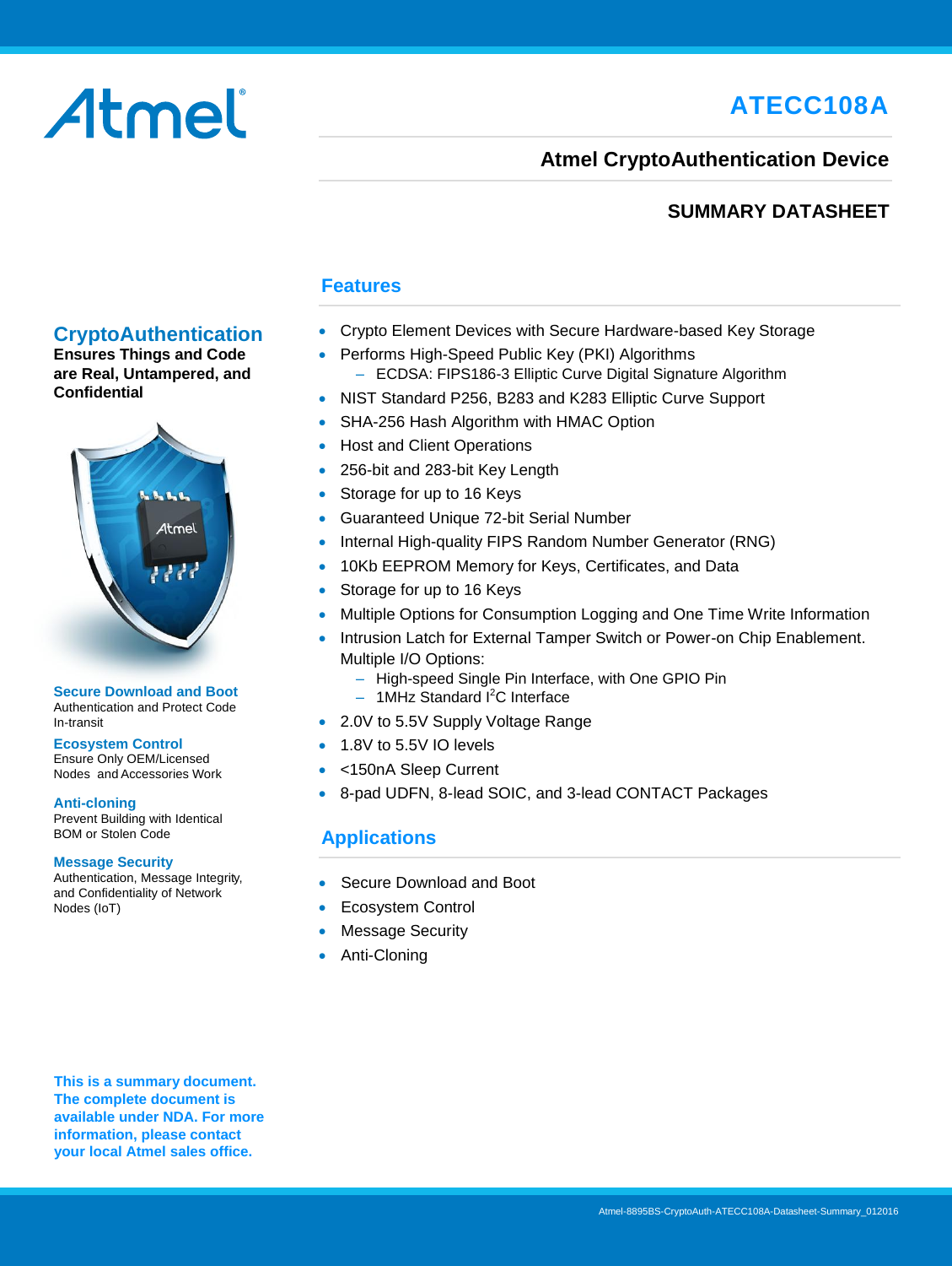# ATECC108A

## Atmel CryptoAuthentication Device

**SUMMARY DATASHEET**

## CryptoAuthentication

**Ensures Things and Code are Real, Untampered, and Confidential**

**Secure Download and Boot**
Authentication and Protect Code In-transit

**Ecosystem Control**
Ensure Only OEM/Licensed Nodes and Accessories Work

**Anti-cloning**
Prevent Building with Identical BOM or Stolen Code

**Message Security**
Authentication, Message Integrity, and Confidentiality of Network Nodes (IoT)

**This is a summary document. The complete document is available under NDA. For more information, please contact your local Atmel sales office.**

## Features

- Crypto Element Devices with Secure Hardware-based Key Storage
- Performs High-Speed Public Key (PKI) Algorithms
  - ECDSA: FIPS186-3 Elliptic Curve Digital Signature Algorithm
- NIST Standard P256, B283 and K283 Elliptic Curve Support
- SHA-256 Hash Algorithm with HMAC Option
- Host and Client Operations
- 256-bit and 283-bit Key Length
- Storage for up to 16 Keys
- Guaranteed Unique 72-bit Serial Number
- Internal High-quality FIPS Random Number Generator (RNG)
- 10Kb EEPROM Memory for Keys, Certificates, and Data
- Storage for up to 16 Keys
- Multiple Options for Consumption Logging and One Time Write Information
- Intrusion Latch for External Tamper Switch or Power-on Chip Enablement. Multiple I/O Options:
  - High-speed Single Pin Interface, with One GPIO Pin
  - 1MHz Standard $I^2C$ Interface
- 2.0V to 5.5V Supply Voltage Range
- 1.8V to 5.5V IO levels
- <150nA Sleep Current
- 8-pad UDFN, 8-lead SOIC, and 3-lead CONTACT Packages

## Applications

- Secure Download and Boot
- Ecosystem Control
- Message Security
- Anti-Cloning

Atmel-8895BS-CryptoAuth-ATECC108A-Datasheet-Summary_012016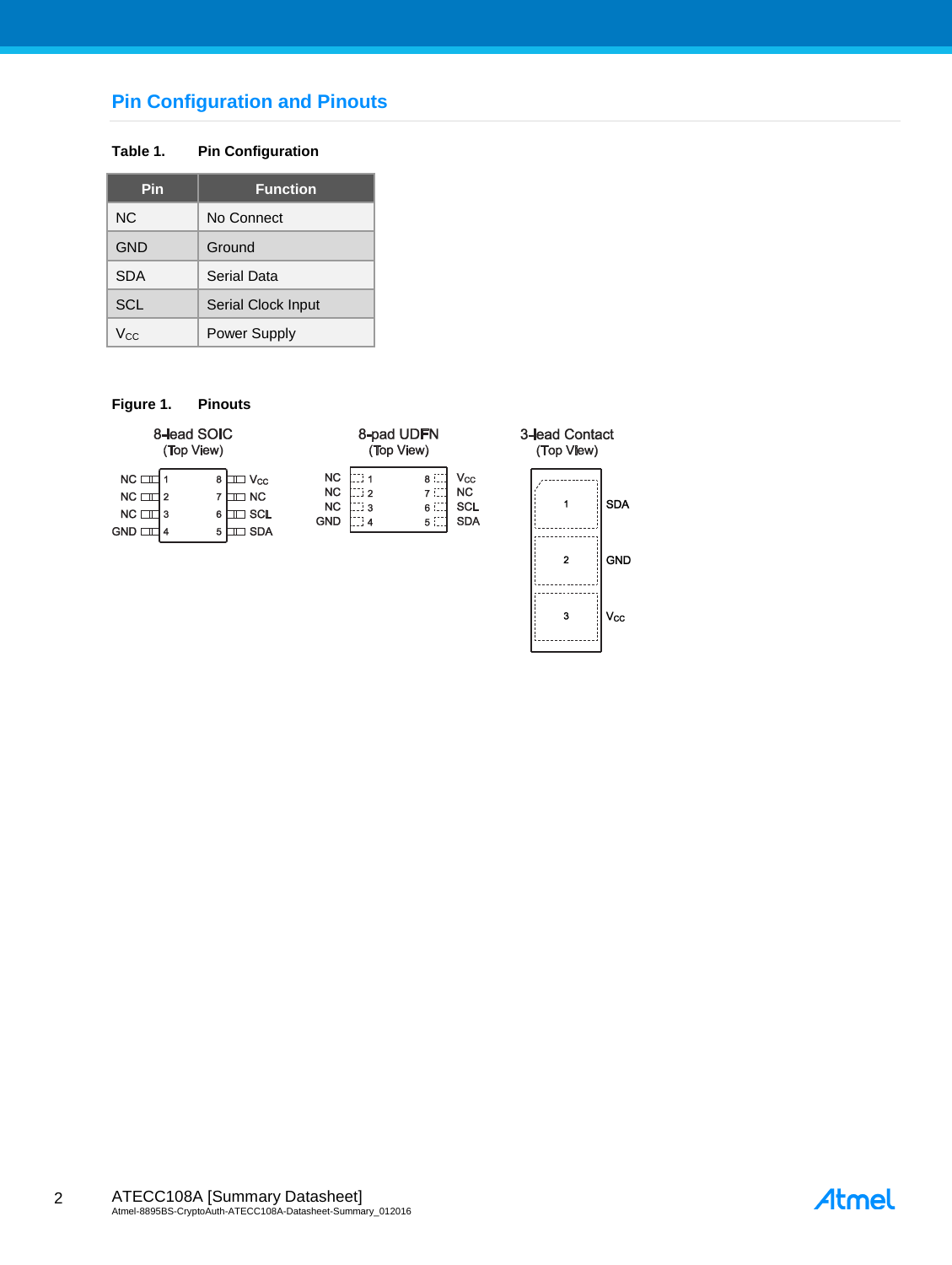## Pin Configuration and Pinouts

**Table 1. Pin Configuration**

| Pin | Function |
|---|---|
| NC | No Connect |
| GND | Ground |
| SDA | Serial Data |
| SCL | Serial Clock Input |
| $V_{CC}$ | Power Supply |

**Figure 1. Pinouts**

8-lead SOIC (Top View)

| Pin | Name | Pin | Name |
|---|---|---|---|
| 1 | NC | 8 | $V_{CC}$ |
| 2 | NC | 7 | NC |
| 3 | NC | 6 | SCL |
| 4 | GND | 5 | SDA |

8-pad UDFN (Top View)

| Pin | Name | Pin | Name |
|---|---|---|---|
| 1 | NC | 8 | $V_{CC}$ |
| 2 | NC | 7 | NC |
| 3 | NC | 6 | SCL |
| 4 | GND | 5 | SDA |

3-lead Contact (Top View)

| Pin | Name |
|---|---|
| 1 | SDA |
| 2 | GND |
| 3 | $V_{CC}$ |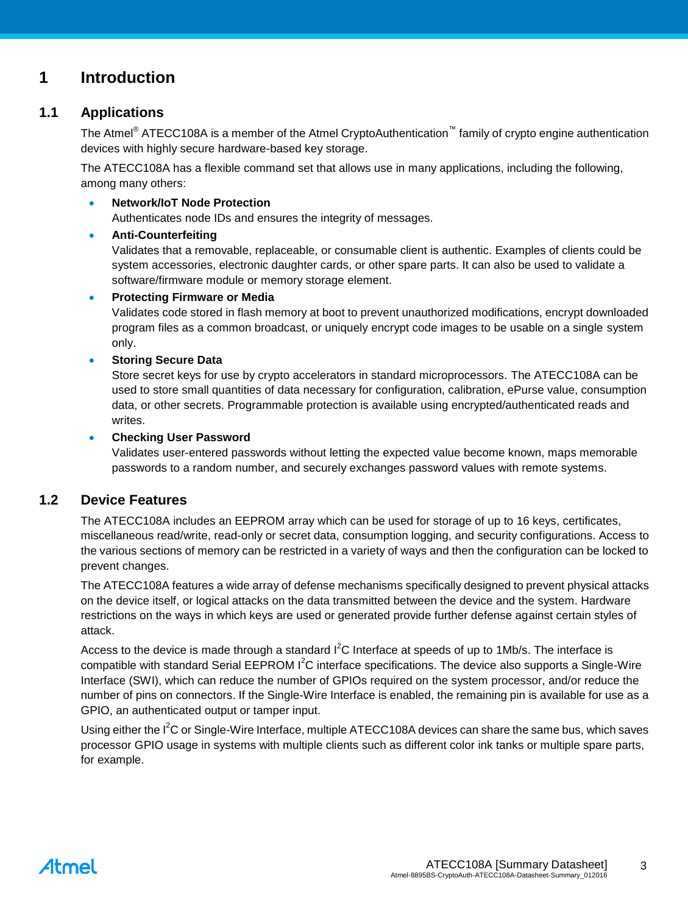# 1 Introduction

## 1.1 Applications

The Atmel® ATECC108A is a member of the Atmel CryptoAuthentication™ family of crypto engine authentication devices with highly secure hardware-based key storage.

The ATECC108A has a flexible command set that allows use in many applications, including the following, among many others:

- **Network/IoT Node Protection**
  Authenticates node IDs and ensures the integrity of messages.
- **Anti-Counterfeiting**
  Validates that a removable, replaceable, or consumable client is authentic. Examples of clients could be system accessories, electronic daughter cards, or other spare parts. It can also be used to validate a software/firmware module or memory storage element.
- **Protecting Firmware or Media**
  Validates code stored in flash memory at boot to prevent unauthorized modifications, encrypt downloaded program files as a common broadcast, or uniquely encrypt code images to be usable on a single system only.
- **Storing Secure Data**
  Store secret keys for use by crypto accelerators in standard microprocessors. The ATECC108A can be used to store small quantities of data necessary for configuration, calibration, ePurse value, consumption data, or other secrets. Programmable protection is available using encrypted/authenticated reads and writes.
- **Checking User Password**
  Validates user-entered passwords without letting the expected value become known, maps memorable passwords to a random number, and securely exchanges password values with remote systems.

## 1.2 Device Features

The ATECC108A includes an EEPROM array which can be used for storage of up to 16 keys, certificates, miscellaneous read/write, read-only or secret data, consumption logging, and security configurations. Access to the various sections of memory can be restricted in a variety of ways and then the configuration can be locked to prevent changes.

The ATECC108A features a wide array of defense mechanisms specifically designed to prevent physical attacks on the device itself, or logical attacks on the data transmitted between the device and the system. Hardware restrictions on the ways in which keys are used or generated provide further defense against certain styles of attack.

Access to the device is made through a standard $I^2C$ Interface at speeds of up to 1Mb/s. The interface is compatible with standard Serial EEPROM $I^2C$ interface specifications. The device also supports a Single-Wire Interface (SWI), which can reduce the number of GPIOs required on the system processor, and/or reduce the number of pins on connectors. If the Single-Wire Interface is enabled, the remaining pin is available for use as a GPIO, an authenticated output or tamper input.

Using either the $I^2C$ or Single-Wire Interface, multiple ATECC108A devices can share the same bus, which saves processor GPIO usage in systems with multiple clients such as different color ink tanks or multiple spare parts, for example.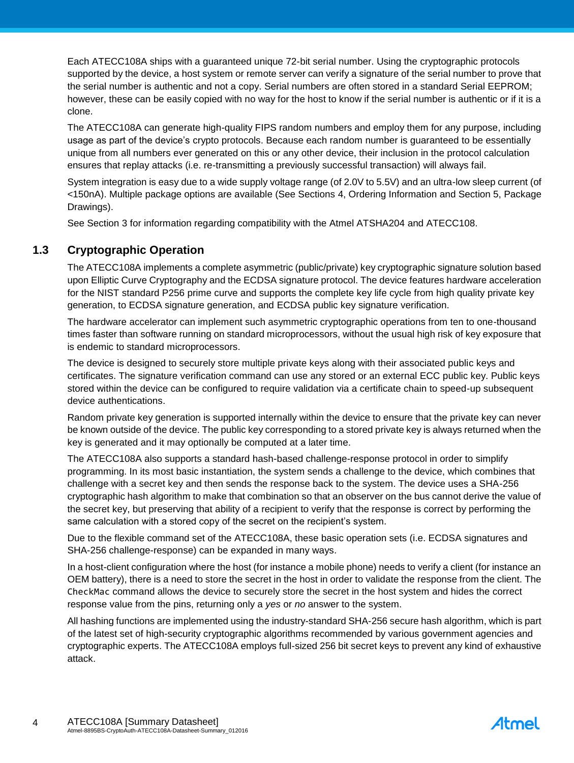Each ATECC108A ships with a guaranteed unique 72-bit serial number. Using the cryptographic protocols supported by the device, a host system or remote server can verify a signature of the serial number to prove that the serial number is authentic and not a copy. Serial numbers are often stored in a standard Serial EEPROM; however, these can be easily copied with no way for the host to know if the serial number is authentic or if it is a clone.

The ATECC108A can generate high-quality FIPS random numbers and employ them for any purpose, including usage as part of the device's crypto protocols. Because each random number is guaranteed to be essentially unique from all numbers ever generated on this or any other device, their inclusion in the protocol calculation ensures that replay attacks (i.e. re-transmitting a previously successful transaction) will always fail.

System integration is easy due to a wide supply voltage range (of 2.0V to 5.5V) and an ultra-low sleep current (of <150nA). Multiple package options are available (See Sections 4, Ordering Information and Section 5, Package Drawings).

See Section 3 for information regarding compatibility with the Atmel ATSHA204 and ATECC108.

## 1.3 Cryptographic Operation

The ATECC108A implements a complete asymmetric (public/private) key cryptographic signature solution based upon Elliptic Curve Cryptography and the ECDSA signature protocol. The device features hardware acceleration for the NIST standard P256 prime curve and supports the complete key life cycle from high quality private key generation, to ECDSA signature generation, and ECDSA public key signature verification.

The hardware accelerator can implement such asymmetric cryptographic operations from ten to one-thousand times faster than software running on standard microprocessors, without the usual high risk of key exposure that is endemic to standard microprocessors.

The device is designed to securely store multiple private keys along with their associated public keys and certificates. The signature verification command can use any stored or an external ECC public key. Public keys stored within the device can be configured to require validation via a certificate chain to speed-up subsequent device authentications.

Random private key generation is supported internally within the device to ensure that the private key can never be known outside of the device. The public key corresponding to a stored private key is always returned when the key is generated and it may optionally be computed at a later time.

The ATECC108A also supports a standard hash-based challenge-response protocol in order to simplify programming. In its most basic instantiation, the system sends a challenge to the device, which combines that challenge with a secret key and then sends the response back to the system. The device uses a SHA-256 cryptographic hash algorithm to make that combination so that an observer on the bus cannot derive the value of the secret key, but preserving that ability of a recipient to verify that the response is correct by performing the same calculation with a stored copy of the secret on the recipient's system.

Due to the flexible command set of the ATECC108A, these basic operation sets (i.e. ECDSA signatures and SHA-256 challenge-response) can be expanded in many ways.

In a host-client configuration where the host (for instance a mobile phone) needs to verify a client (for instance an OEM battery), there is a need to store the secret in the host in order to validate the response from the client. The `CheckMac` command allows the device to securely store the secret in the host system and hides the correct response value from the pins, returning only a *yes* or *no* answer to the system.

All hashing functions are implemented using the industry-standard SHA-256 secure hash algorithm, which is part of the latest set of high-security cryptographic algorithms recommended by various government agencies and cryptographic experts. The ATECC108A employs full-sized 256 bit secret keys to prevent any kind of exhaustive attack.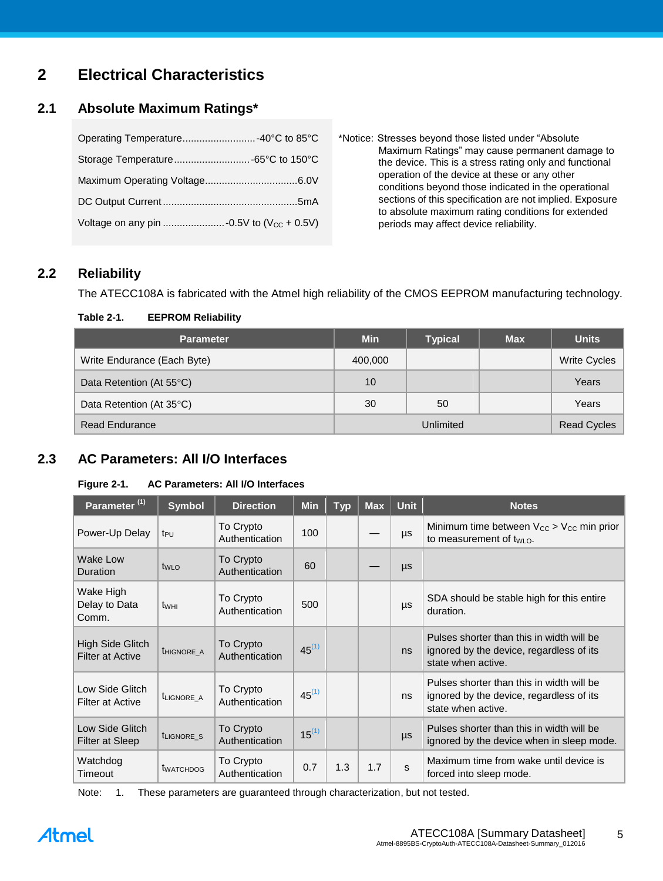# 2 Electrical Characteristics

## 2.1 Absolute Maximum Ratings*

Operating Temperature..........................-40°C to 85°C

Storage Temperature...........................-65°C to 150°C

Maximum Operating Voltage................................6.0V

DC Output Current................................................5mA

Voltage on any pin ......................-0.5V to ($V_{CC}$ + 0.5V)

*Notice: Stresses beyond those listed under “Absolute Maximum Ratings” may cause permanent damage to the device. This is a stress rating only and functional operation of the device at these or any other conditions beyond those indicated in the operational sections of this specification are not implied. Exposure to absolute maximum rating conditions for extended periods may affect device reliability.

## 2.2 Reliability

The ATECC108A is fabricated with the Atmel high reliability of the CMOS EEPROM manufacturing technology.

**Table 2-1. EEPROM Reliability**

| Parameter | Min | Typical | Max | Units |
|---|---|---|---|---|
| Write Endurance (Each Byte) | 400,000 | | | Write Cycles |
| Data Retention (At 55°C) | 10 | | | Years |
| Data Retention (At 35°C) | 30 | 50 | | Years |
| Read Endurance | Unlimited | | | Read Cycles |

## 2.3 AC Parameters: All I/O Interfaces

**Figure 2-1. AC Parameters: All I/O Interfaces**

| Parameter (1) | Symbol | Direction | Min | Typ | Max | Unit | Notes |
|---|---|---|---|---|---|---|---|
| Power-Up Delay | $t_{PU}$ | To Crypto Authentication | 100 | | — | µs | Minimum time between $V_{CC}$ > $V_{CC}$ min prior to measurement of $t_{WLO}$. |
| Wake Low Duration | $t_{WLO}$ | To Crypto Authentication | 60 | | — | µs | |
| Wake High Delay to Data Comm. | $t_{WHI}$ | To Crypto Authentication | 500 | | | µs | SDA should be stable high for this entire duration. |
| High Side Glitch Filter at Active | $t_{HIGNORE\_A}$ | To Crypto Authentication | 45[1] | | | ns | Pulses shorter than this in width will be ignored by the device, regardless of its state when active. |
| Low Side Glitch Filter at Active | $t_{LIGNORE\_A}$ | To Crypto Authentication | 45[1] | | | ns | Pulses shorter than this in width will be ignored by the device, regardless of its state when active. |
| Low Side Glitch Filter at Sleep | $t_{LIGNORE\_S}$ | To Crypto Authentication | 15[1] | | | µs | Pulses shorter than this in width will be ignored by the device when in sleep mode. |
| Watchdog Timeout | $t_{WATCHDOG}$ | To Crypto Authentication | 0.7 | 1.3 | 1.7 | s | Maximum time from wake until device is forced into sleep mode. |

Note: 1. These parameters are guaranteed through characterization, but not tested.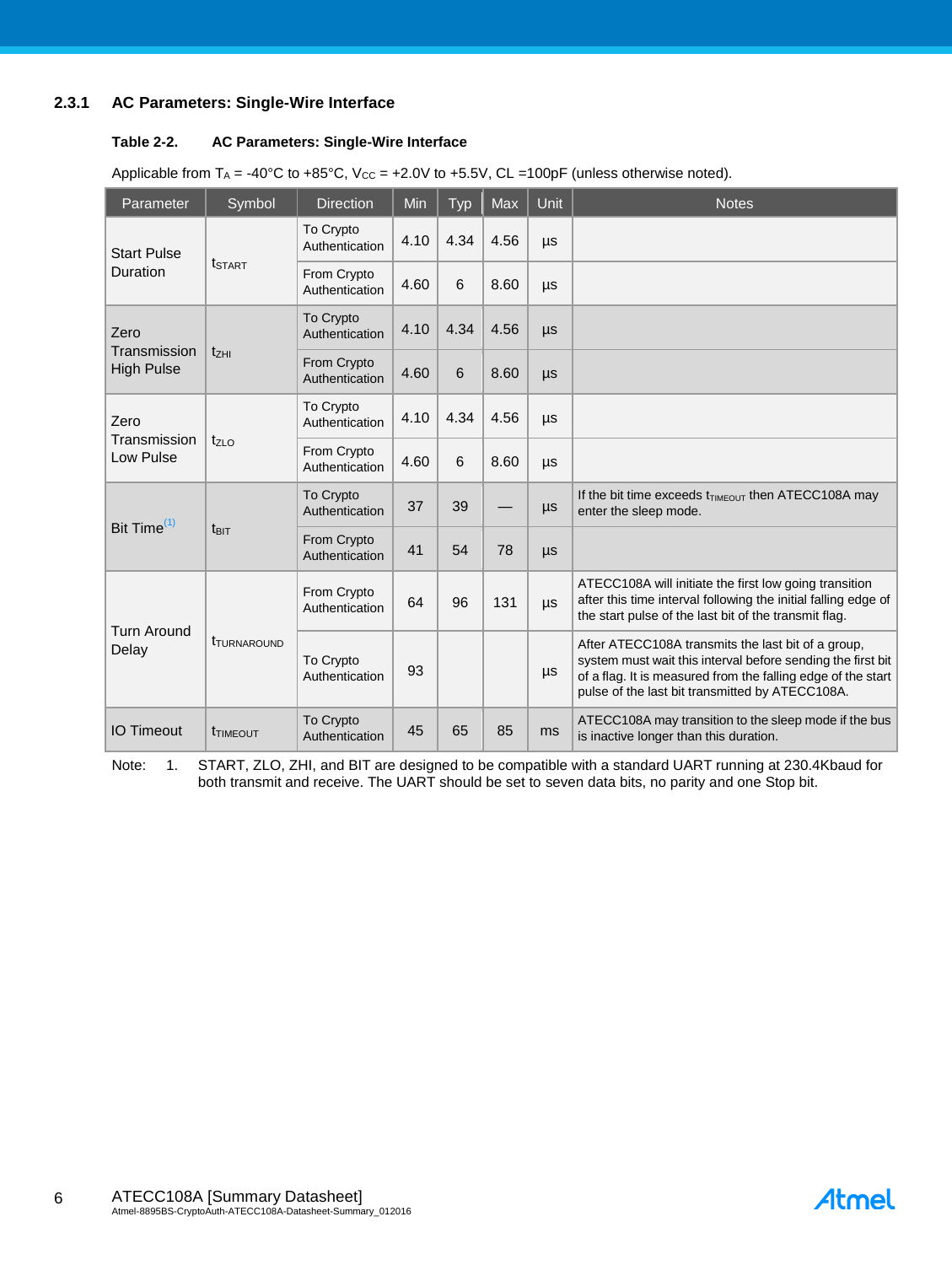### 2.3.1 AC Parameters: Single-Wire Interface

**Table 2-2. AC Parameters: Single-Wire Interface**

Applicable from $T_A$ = -40°C to +85°C, $V_{CC}$ = +2.0V to +5.5V, CL =100pF (unless otherwise noted).

| Parameter | Symbol | Direction | Min | Typ | Max | Unit | Notes |
|---|---|---|---|---|---|---|---|
| Start Pulse Duration | $t_{START}$ | To Crypto Authentication | 4.10 | 4.34 | 4.56 | µs | |
| | | From Crypto Authentication | 4.60 | 6 | 8.60 | µs | |
| Zero Transmission High Pulse | $t_{ZHI}$ | To Crypto Authentication | 4.10 | 4.34 | 4.56 | µs | |
| | | From Crypto Authentication | 4.60 | 6 | 8.60 | µs | |
| Zero Transmission Low Pulse | $t_{ZLO}$ | To Crypto Authentication | 4.10 | 4.34 | 4.56 | µs | |
| | | From Crypto Authentication | 4.60 | 6 | 8.60 | µs | |
| Bit Time[1] | $t_{BIT}$ | To Crypto Authentication | 37 | 39 | — | µs | If the bit time exceeds $t_{TIMEOUT}$ then ATECC108A may enter the sleep mode. |
| | | From Crypto Authentication | 41 | 54 | 78 | µs | |
| Turn Around Delay | $t_{TURNAROUND}$ | From Crypto Authentication | 64 | 96 | 131 | µs | ATECC108A will initiate the first low going transition after this time interval following the initial falling edge of the start pulse of the last bit of the transmit flag. |
| | | To Crypto Authentication | 93 | | | µs | After ATECC108A transmits the last bit of a group, system must wait this interval before sending the first bit of a flag. It is measured from the falling edge of the start pulse of the last bit transmitted by ATECC108A. |
| IO Timeout | $t_{TIMEOUT}$ | To Crypto Authentication | 45 | 65 | 85 | ms | ATECC108A may transition to the sleep mode if the bus is inactive longer than this duration. |

Note: 1. START, ZLO, ZHI, and BIT are designed to be compatible with a standard UART running at 230.4Kbaud for both transmit and receive. The UART should be set to seven data bits, no parity and one Stop bit.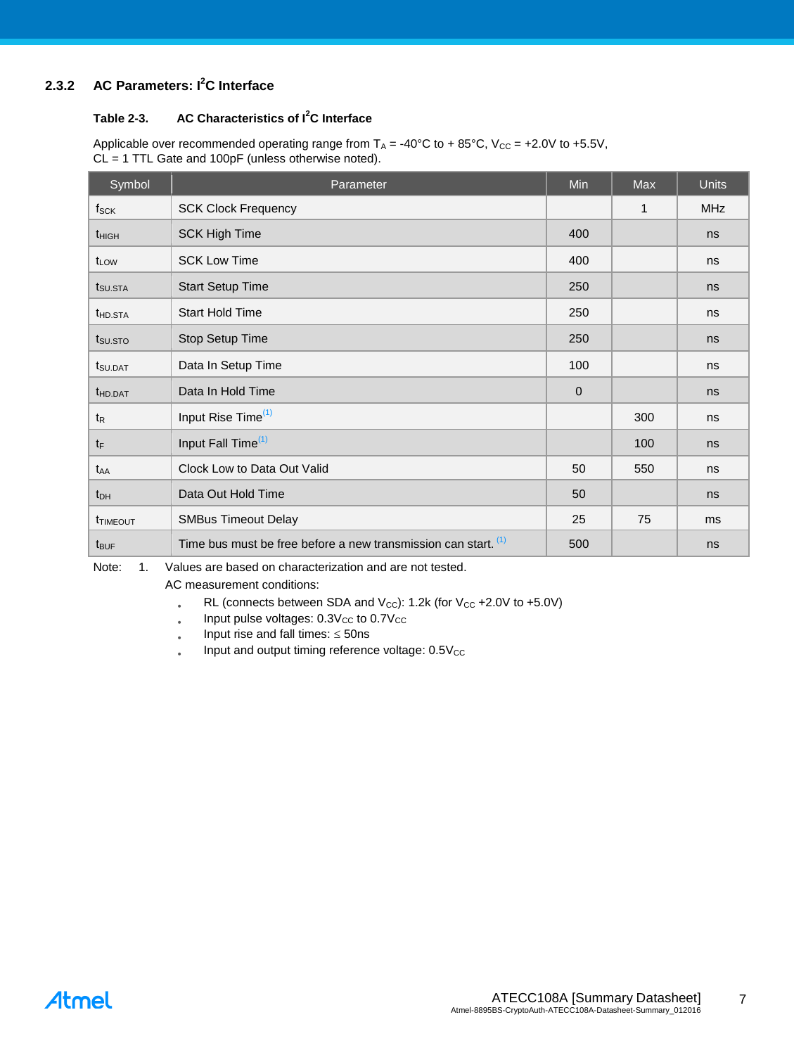### 2.3.2 AC Parameters: $I^2C$ Interface

**Table 2-3. AC Characteristics of $I^2C$ Interface**

Applicable over recommended operating range from $T_A$ = -40°C to + 85°C, $V_{CC}$ = +2.0V to +5.5V, CL = 1 TTL Gate and 100pF (unless otherwise noted).

| Symbol | Parameter | Min | Max | Units |
|---|---|---|---|---|
| $f_{SCK}$ | SCK Clock Frequency | | 1 | MHz |
| $t_{HIGH}$ | SCK High Time | 400 | | ns |
| $t_{LOW}$ | SCK Low Time | 400 | | ns |
| $t_{SU.STA}$ | Start Setup Time | 250 | | ns |
| $t_{HD.STA}$ | Start Hold Time | 250 | | ns |
| $t_{SU.STO}$ | Stop Setup Time | 250 | | ns |
| $t_{SU.DAT}$ | Data In Setup Time | 100 | | ns |
| $t_{HD.DAT}$ | Data In Hold Time | 0 | | ns |
| $t_R$ | Input Rise Time[1] | | 300 | ns |
| $t_F$ | Input Fall Time[1] | | 100 | ns |
| $t_{AA}$ | Clock Low to Data Out Valid | 50 | 550 | ns |
| $t_{DH}$ | Data Out Hold Time | 50 | | ns |
| $t_{TIMEOUT}$ | SMBus Timeout Delay | 25 | 75 | ms |
| $t_{BUF}$ | Time bus must be free before a new transmission can start. [1] | 500 | | ns |

Note: 1. Values are based on characterization and are not tested.

AC measurement conditions:

- RL (connects between SDA and $V_{CC}$): 1.2k (for $V_{CC}$ +2.0V to +5.0V)
- Input pulse voltages: $0.3V_{CC}$ to $0.7V_{CC}$
- Input rise and fall times: ≤ 50ns
- Input and output timing reference voltage: $0.5V_{CC}$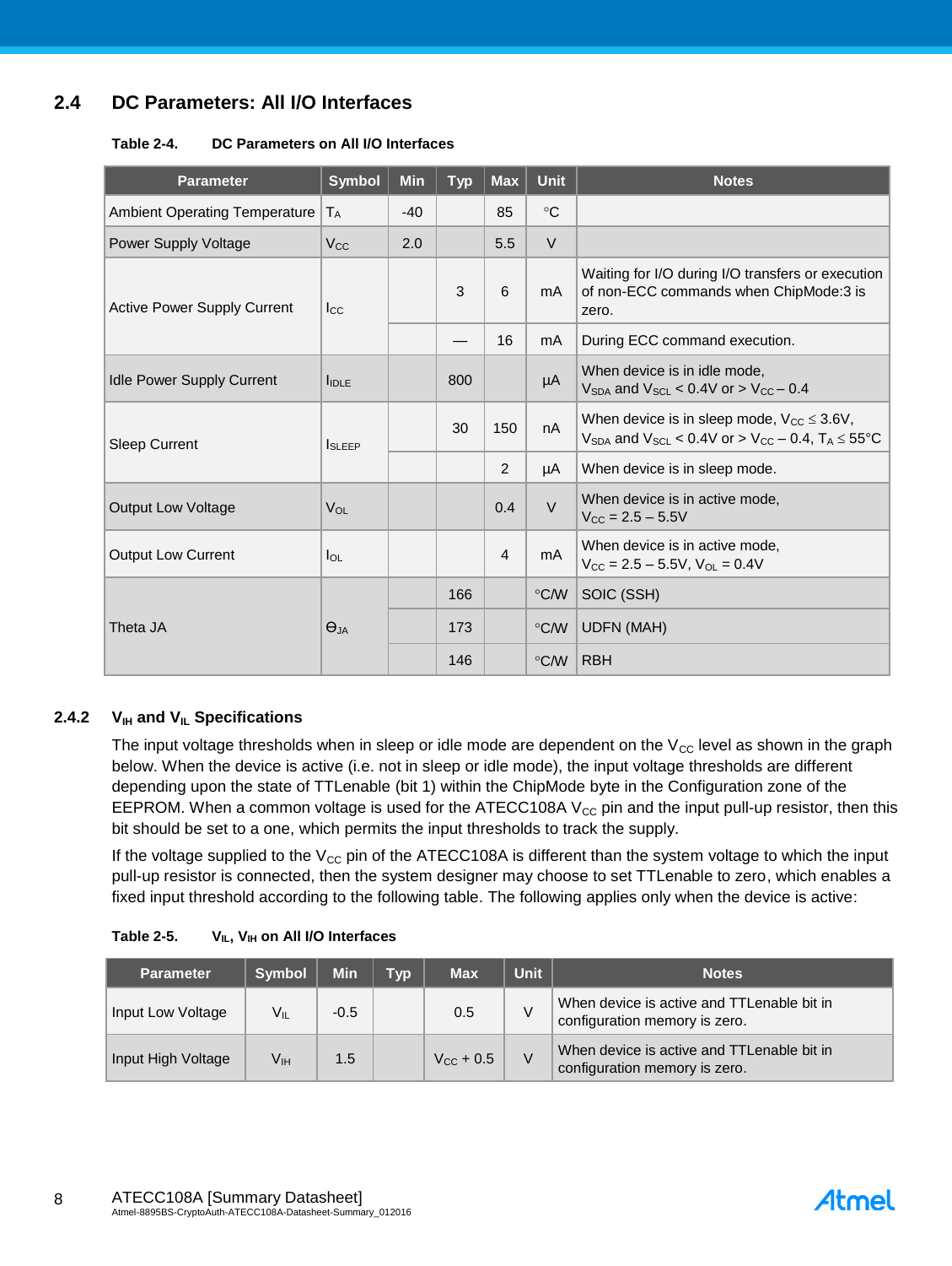## 2.4 DC Parameters: All I/O Interfaces

**Table 2-4. DC Parameters on All I/O Interfaces**

| Parameter | Symbol | Min | Typ | Max | Unit | Notes |
|---|---|---|---|---|---|---|
| Ambient Operating Temperature | $T_A$ | -40 | | 85 | °C | |
| Power Supply Voltage | $V_{CC}$ | 2.0 | | 5.5 | V | |
| Active Power Supply Current | $I_{CC}$ | | 3 | 6 | mA | Waiting for I/O during I/O transfers or execution of non-ECC commands when ChipMode:3 is zero. |
| | | | — | 16 | mA | During ECC command execution. |
| Idle Power Supply Current | $I_{IDLE}$ | | 800 | | µA | When device is in idle mode, $V_{SDA}$ and $V_{SCL}$ < 0.4V or > $V_{CC}$ – 0.4 |
| Sleep Current | $I_{SLEEP}$ | | 30 | 150 | nA | When device is in sleep mode, $V_{CC} \leq 3.6V$, $V_{SDA}$ and $V_{SCL}$ < 0.4V or > $V_{CC}$ – 0.4, $T_A \leq 55°C$ |
| | | | | 2 | µA | When device is in sleep mode. |
| Output Low Voltage | $V_{OL}$ | | | 0.4 | V | When device is in active mode, $V_{CC}$ = 2.5 – 5.5V |
| Output Low Current | $I_{OL}$ | | | 4 | mA | When device is in active mode, $V_{CC}$ = 2.5 – 5.5V, $V_{OL}$ = 0.4V |
| Theta JA | $\Theta_{JA}$ | | 166 | | °C/W | SOIC (SSH) |
| | | | 173 | | °C/W | UDFN (MAH) |
| | | | 146 | | °C/W | RBH |

### 2.4.2 $V_{IH}$ and $V_{IL}$ Specifications

The input voltage thresholds when in sleep or idle mode are dependent on the $V_{CC}$ level as shown in the graph below. When the device is active (i.e. not in sleep or idle mode), the input voltage thresholds are different depending upon the state of TTLenable (bit 1) within the ChipMode byte in the Configuration zone of the EEPROM. When a common voltage is used for the ATECC108A $V_{CC}$ pin and the input pull-up resistor, then this bit should be set to a one, which permits the input thresholds to track the supply.

If the voltage supplied to the $V_{CC}$ pin of the ATECC108A is different than the system voltage to which the input pull-up resistor is connected, then the system designer may choose to set TTLenable to zero, which enables a fixed input threshold according to the following table. The following applies only when the device is active:

**Table 2-5. $V_{IL}$, $V_{IH}$ on All I/O Interfaces**

| Parameter | Symbol | Min | Typ | Max | Unit | Notes |
|---|---|---|---|---|---|---|
| Input Low Voltage | $V_{IL}$ | -0.5 | | 0.5 | V | When device is active and TTLenable bit in configuration memory is zero. |
| Input High Voltage | $V_{IH}$ | 1.5 | | $V_{CC}$ + 0.5 | V | When device is active and TTLenable bit in configuration memory is zero. |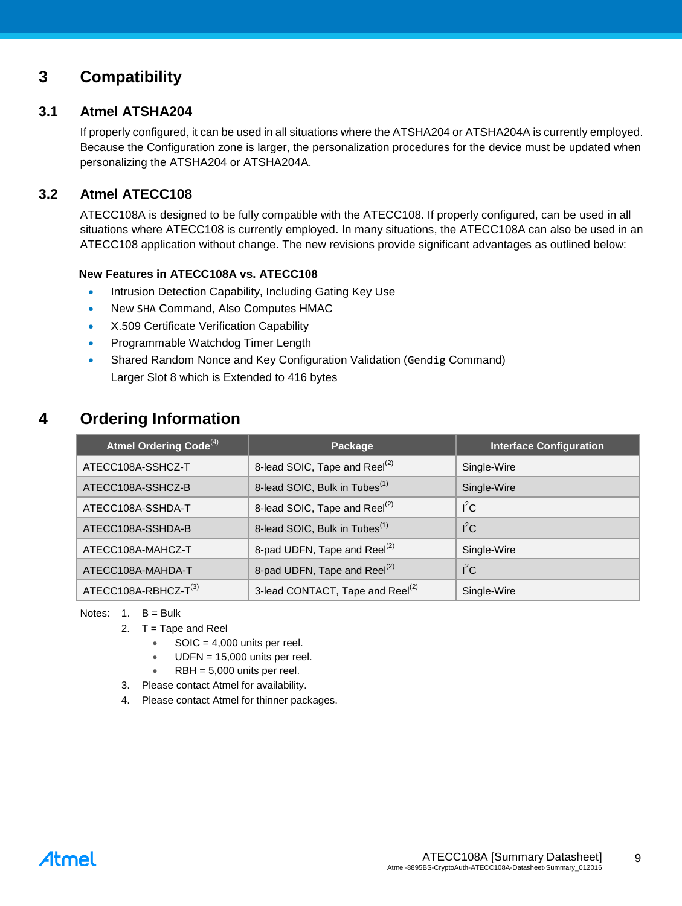# 3 Compatibility

## 3.1 Atmel ATSHA204

If properly configured, it can be used in all situations where the ATSHA204 or ATSHA204A is currently employed. Because the Configuration zone is larger, the personalization procedures for the device must be updated when personalizing the ATSHA204 or ATSHA204A.

## 3.2 Atmel ATECC108

ATECC108A is designed to be fully compatible with the ATECC108. If properly configured, can be used in all situations where ATECC108 is currently employed. In many situations, the ATECC108A can also be used in an ATECC108 application without change. The new revisions provide significant advantages as outlined below:

**New Features in ATECC108A vs. ATECC108**

- Intrusion Detection Capability, Including Gating Key Use
- New `SHA` Command, Also Computes HMAC
- X.509 Certificate Verification Capability
- Programmable Watchdog Timer Length
- Shared Random Nonce and Key Configuration Validation (`Gendig` Command)
  Larger Slot 8 which is Extended to 416 bytes

# 4 Ordering Information

| Atmel Ordering Code[4] | Package | Interface Configuration |
|---|---|---|
| ATECC108A-SSHCZ-T | 8-lead SOIC, Tape and Reel[2] | Single-Wire |
| ATECC108A-SSHCZ-B | 8-lead SOIC, Bulk in Tubes[1] | Single-Wire |
| ATECC108A-SSHDA-T | 8-lead SOIC, Tape and Reel[2] | $I^2C$ |
| ATECC108A-SSHDA-B | 8-lead SOIC, Bulk in Tubes[1] | $I^2C$ |
| ATECC108A-MAHCZ-T | 8-pad UDFN, Tape and Reel[2] | Single-Wire |
| ATECC108A-MAHDA-T | 8-pad UDFN, Tape and Reel[2] | $I^2C$ |
| ATECC108A-RBHCZ-T[3] | 3-lead CONTACT, Tape and Reel[2] | Single-Wire |

Notes:
1. B = Bulk
2. T = Tape and Reel
   - SOIC = 4,000 units per reel.
   - UDFN = 15,000 units per reel.
   - RBH = 5,000 units per reel.
3. Please contact Atmel for availability.
4. Please contact Atmel for thinner packages.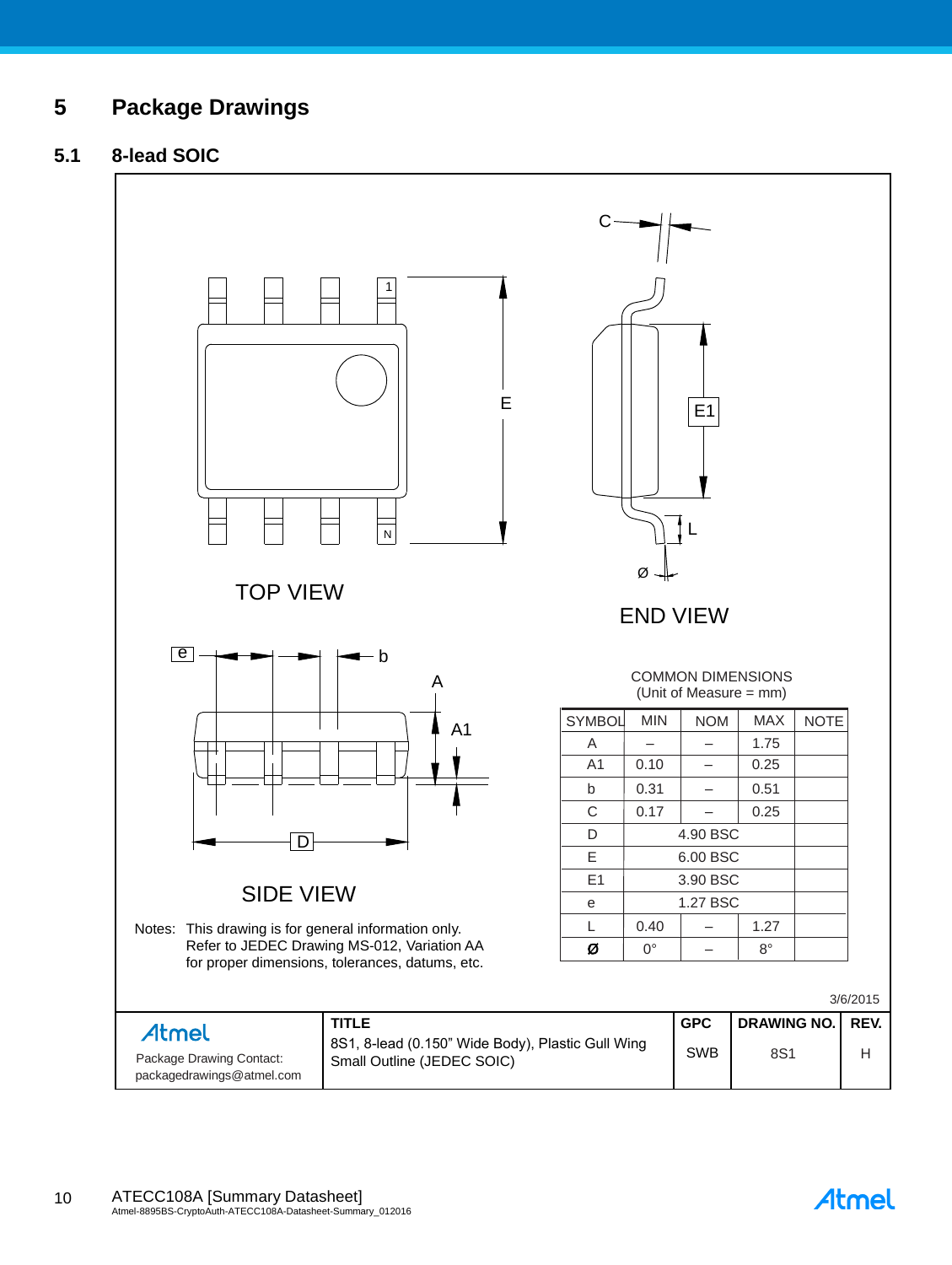# 5 Package Drawings

## 5.1 8-lead SOIC

TOP VIEW

END VIEW

SIDE VIEW

COMMON DIMENSIONS
(Unit of Measure = mm)

| SYMBOL | MIN | NOM | MAX | NOTE |
|---|---|---|---|---|
| A | – | – | 1.75 | |
| A1 | 0.10 | – | 0.25 | |
| b | 0.31 | – | 0.51 | |
| C | 0.17 | – | 0.25 | |
| D | 4.90 BSC | | | |
| E | 6.00 BSC | | | |
| E1 | 3.90 BSC | | | |
| e | 1.27 BSC | | | |
| L | 0.40 | – | 1.27 | |
| Ø | 0° | – | 8° | |

Notes: This drawing is for general information only. Refer to JEDEC Drawing MS-012, Variation AA for proper dimensions, tolerances, datums, etc.

3/6/2015

| Atmel Package Drawing Contact: packagedrawings@atmel.com | TITLE 8S1, 8-lead (0.150" Wide Body), Plastic Gull Wing Small Outline (JEDEC SOIC) | GPC SWB | DRAWING NO. 8S1 | REV. H |
|---|---|---|---|---|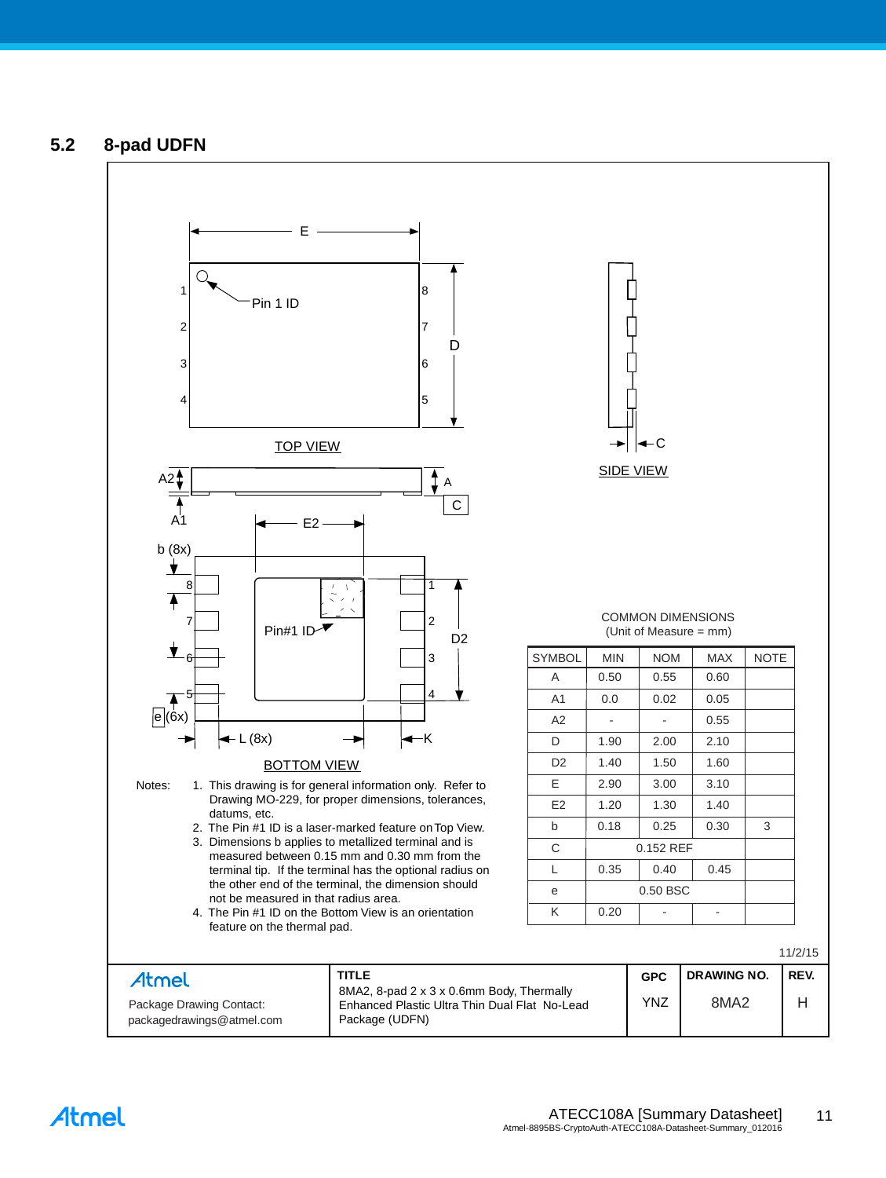## 5.2 8-pad UDFN

TOP VIEW

SIDE VIEW

BOTTOM VIEW

COMMON DIMENSIONS
(Unit of Measure = mm)

| SYMBOL | MIN | NOM | MAX | NOTE |
|---|---|---|---|---|
| A | 0.50 | 0.55 | 0.60 | |
| A1 | 0.0 | 0.02 | 0.05 | |
| A2 | - | - | 0.55 | |
| D | 1.90 | 2.00 | 2.10 | |
| D2 | 1.40 | 1.50 | 1.60 | |
| E | 2.90 | 3.00 | 3.10 | |
| E2 | 1.20 | 1.30 | 1.40 | |
| b | 0.18 | 0.25 | 0.30 | 3 |
| C | | 0.152 REF | | |
| L | 0.35 | 0.40 | 0.45 | |
| e | | 0.50 BSC | | |
| K | 0.20 | - | - | |

Notes:
1. This drawing is for general information only. Refer to Drawing MO-229, for proper dimensions, tolerances, datums, etc.
2. The Pin #1 ID is a laser-marked feature on Top View.
3. Dimensions b applies to metallized terminal and is measured between 0.15 mm and 0.30 mm from the terminal tip. If the terminal has the optional radius on the other end of the terminal, the dimension should not be measured in that radius area.
4. The Pin #1 ID on the Bottom View is an orientation feature on the thermal pad.

11/2/15

| Atmel<br>Package Drawing Contact:<br>packagedrawings@atmel.com | TITLE<br>8MA2, 8-pad 2 x 3 x 0.6mm Body, Thermally Enhanced Plastic Ultra Thin Dual Flat No-Lead Package (UDFN) | GPC<br>YNZ | DRAWING NO.<br>8MA2 | REV.<br>H |
|---|---|---|---|---|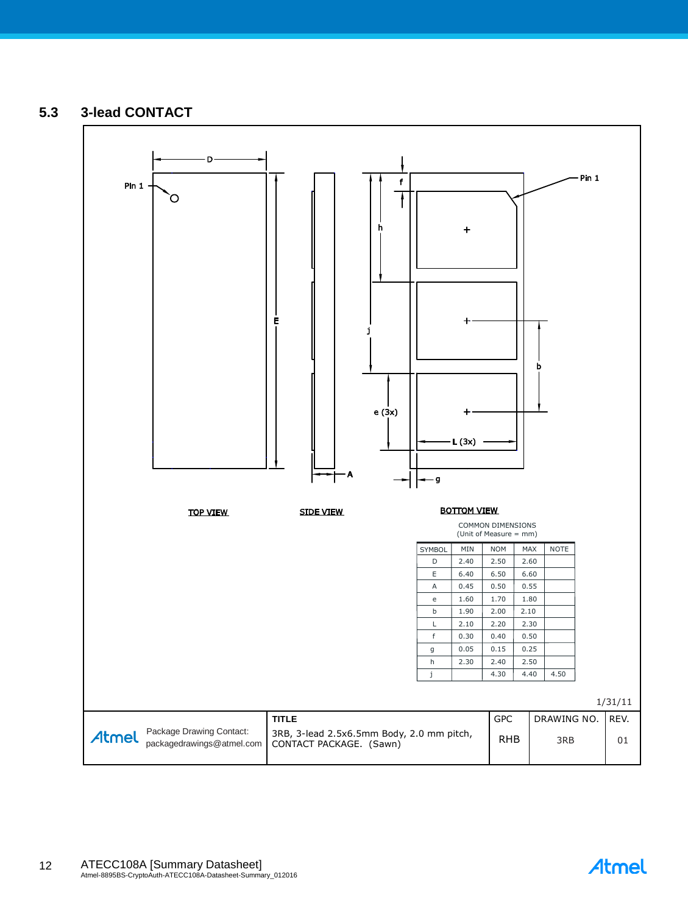## 5.3 3-lead CONTACT

Pin 1

D

E

A

f

h

j

e (3x)

L (3x)

b

g

Pin 1

TOP VIEW

SIDE VIEW

BOTTOM VIEW

COMMON DIMENSIONS
(Unit of Measure = mm)

| SYMBOL | MIN | NOM | MAX | NOTE |
|---|---|---|---|---|
| D | 2.40 | 2.50 | 2.60 | |
| E | 6.40 | 6.50 | 6.60 | |
| A | 0.45 | 0.50 | 0.55 | |
| e | 1.60 | 1.70 | 1.80 | |
| b | 1.90 | 2.00 | 2.10 | |
| L | 2.10 | 2.20 | 2.30 | |
| f | 0.30 | 0.40 | 0.50 | |
| g | 0.05 | 0.15 | 0.25 | |
| h | 2.30 | 2.40 | 2.50 | |
| j | | 4.30 | 4.40 | 4.50 |

1/31/11

| Atmel Package Drawing Contact: packagedrawings@atmel.com | TITLE 3RB, 3-lead 2.5x6.5mm Body, 2.0 mm pitch, CONTACT PACKAGE. (Sawn) | GPC RHB | DRAWING NO. 3RB | REV. 01 |
|---|---|---|---|---|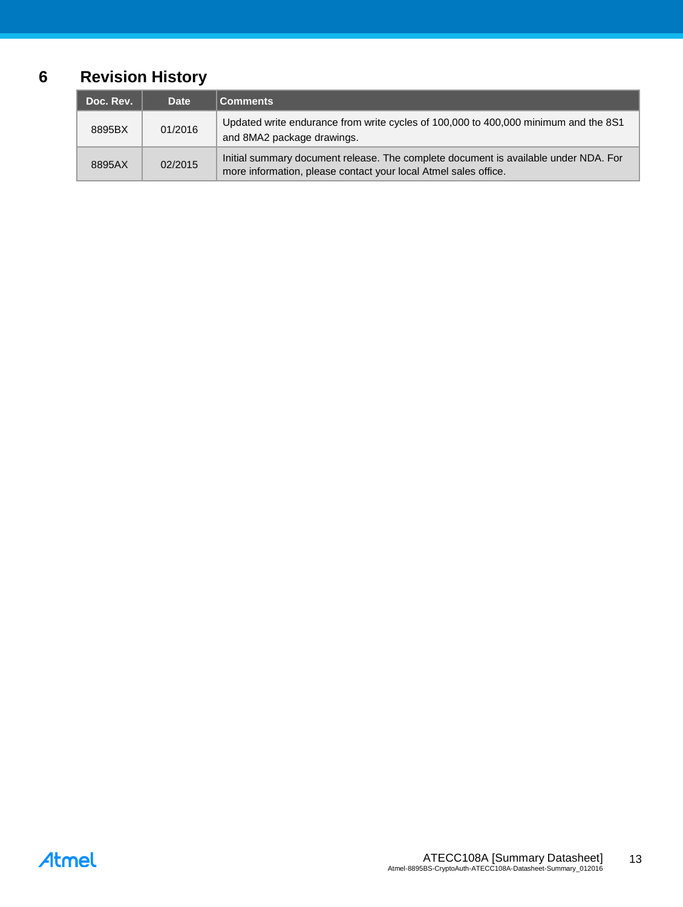# 6 Revision History

| Doc. Rev. | Date | Comments |
| --- | --- | --- |
| 8895BX | 01/2016 | Updated write endurance from write cycles of 100,000 to 400,000 minimum and the 8S1 and 8MA2 package drawings. |
| 8895AX | 02/2015 | Initial summary document release. The complete document is available under NDA. For more information, please contact your local Atmel sales office. |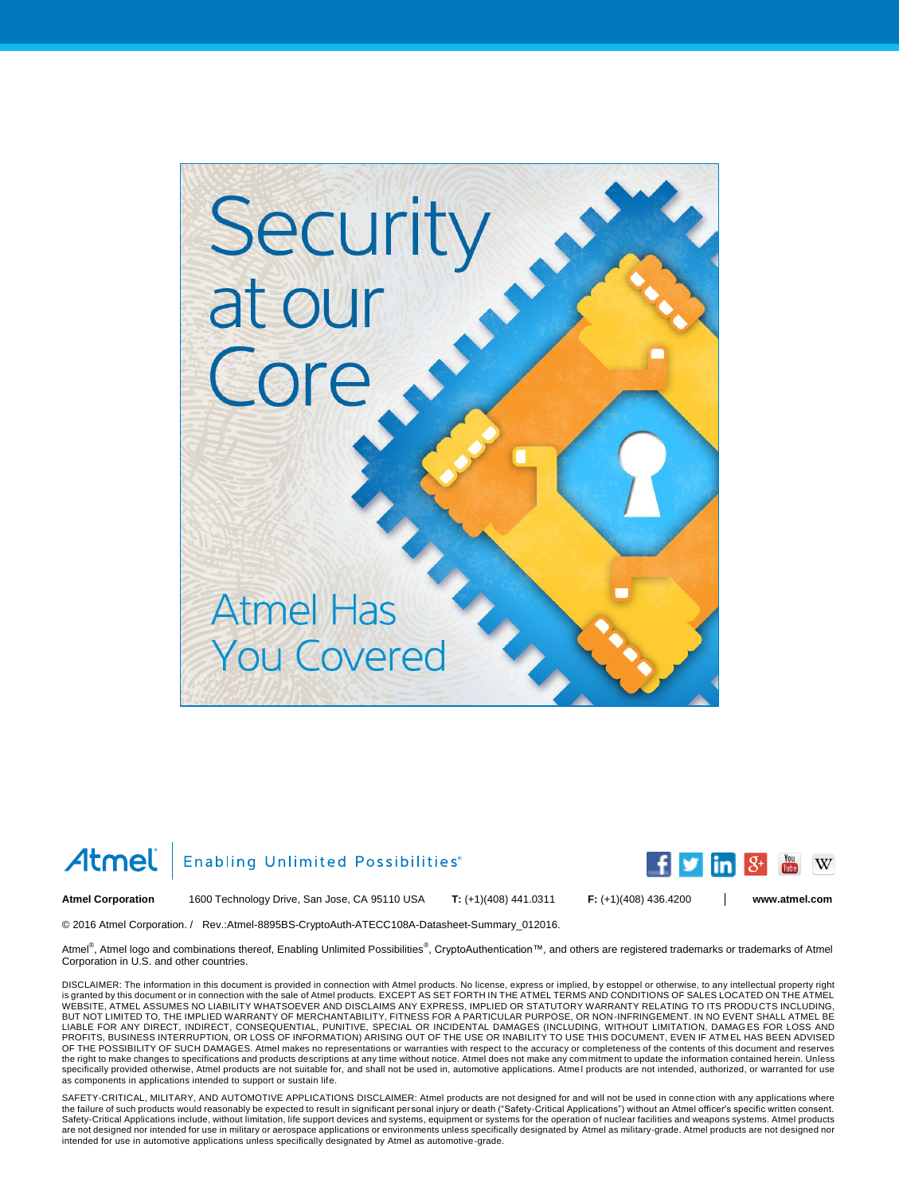Security at our Core

Atmel Has You Covered

Atmel | Enabling Unlimited Possibilities®

**Atmel Corporation** 1600 Technology Drive, San Jose, CA 95110 USA **T:** (+1)(408) 441.0311 **F:** (+1)(408) 436.4200 | **www.atmel.com**

© 2016 Atmel Corporation. / Rev.:Atmel-8895BS-CryptoAuth-ATECC108A-Datasheet-Summary_012016.

Atmel®, Atmel logo and combinations thereof, Enabling Unlimited Possibilities®, CryptoAuthentication™, and others are registered trademarks or trademarks of Atmel Corporation in U.S. and other countries.

DISCLAIMER: The information in this document is provided in connection with Atmel products. No license, express or implied, by estoppel or otherwise, to any intellectual property right is granted by this document or in connection with the sale of Atmel products. EXCEPT AS SET FORTH IN THE ATMEL TERMS AND CONDITIONS OF SALES LOCATED ON THE ATMEL WEBSITE, ATMEL ASSUMES NO LIABILITY WHATSOEVER AND DISCLAIMS ANY EXPRESS, IMPLIED OR STATUTORY WARRANTY RELATING TO ITS PRODUCTS INCLUDING, BUT NOT LIMITED TO, THE IMPLIED WARRANTY OF MERCHANTABILITY, FITNESS FOR A PARTICULAR PURPOSE, OR NON-INFRINGEMENT. IN NO EVENT SHALL ATMEL BE LIABLE FOR ANY DIRECT, INDIRECT, CONSEQUENTIAL, PUNITIVE, SPECIAL OR INCIDENTAL DAMAGES (INCLUDING, WITHOUT LIMITATION, DAMAGES FOR LOSS AND PROFITS, BUSINESS INTERRUPTION, OR LOSS OF INFORMATION) ARISING OUT OF THE USE OR INABILITY TO USE THIS DOCUMENT, EVEN IF ATMEL HAS BEEN ADVISED OF THE POSSIBILITY OF SUCH DAMAGES. Atmel makes no representations or warranties with respect to the accuracy or completeness of the contents of this document and reserves the right to make changes to specifications and products descriptions at any time without notice. Atmel does not make any commitment to update the information contained herein. Unless specifically provided otherwise, Atmel products are not suitable for, and shall not be used in, automotive applications. Atmel products are not intended, authorized, or warranted for use as components in applications intended to support or sustain life.

SAFETY-CRITICAL, MILITARY, AND AUTOMOTIVE APPLICATIONS DISCLAIMER: Atmel products are not designed for and will not be used in connection with any applications where the failure of such products would reasonably be expected to result in significant personal injury or death ("Safety-Critical Applications") without an Atmel officer's specific written consent. Safety-Critical Applications include, without limitation, life support devices and systems, equipment or systems for the operation of nuclear facilities and weapons systems. Atmel products are not designed nor intended for use in military or aerospace applications or environments unless specifically designated by Atmel as military-grade. Atmel products are not designed nor intended for use in automotive applications unless specifically designated by Atmel as automotive-grade.